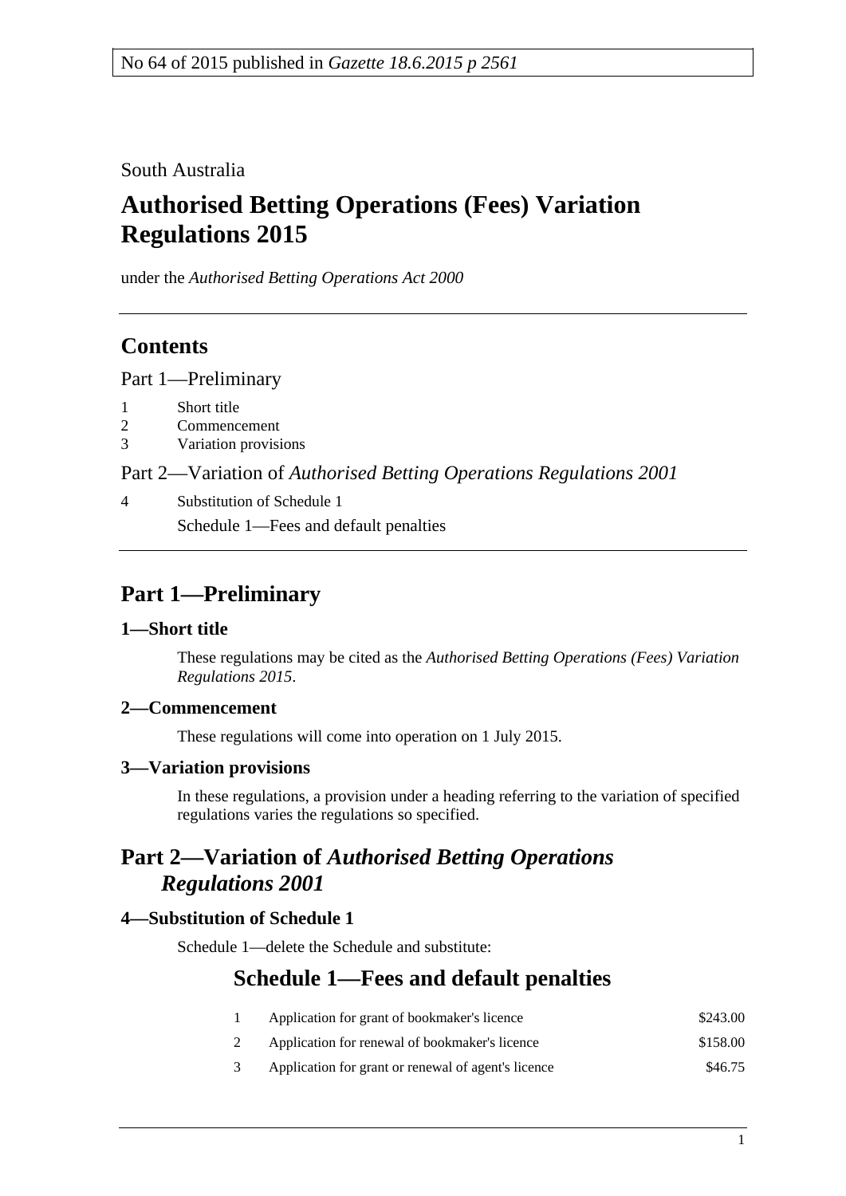No 64 of 2015 published in *Gazette 18.6.2015 p 2561*

South Australia

# Authorised Betting Operations (Fees) Variation Regulations 2015

under the *Authorised Betting Operations Act 2000*

## Contents

Part 1—Preliminary

1 Short title
2 Commencement
3 Variation provisions

Part 2—Variation of *Authorised Betting Operations Regulations 2001*

4 Substitution of Schedule 1
Schedule 1—Fees and default penalties

## Part 1—Preliminary

### 1—Short title

These regulations may be cited as the *Authorised Betting Operations (Fees) Variation Regulations 2015*.

### 2—Commencement

These regulations will come into operation on 1 July 2015.

### 3—Variation provisions

In these regulations, a provision under a heading referring to the variation of specified regulations varies the regulations so specified.

## Part 2—Variation of *Authorised Betting Operations Regulations 2001*

### 4—Substitution of Schedule 1

Schedule 1—delete the Schedule and substitute:

## Schedule 1—Fees and default penalties

| | | |
|---|---|---|
| 1 | Application for grant of bookmaker's licence | \$243.00 |
| 2 | Application for renewal of bookmaker's licence | \$158.00 |
| 3 | Application for grant or renewal of agent's licence | \$46.75 |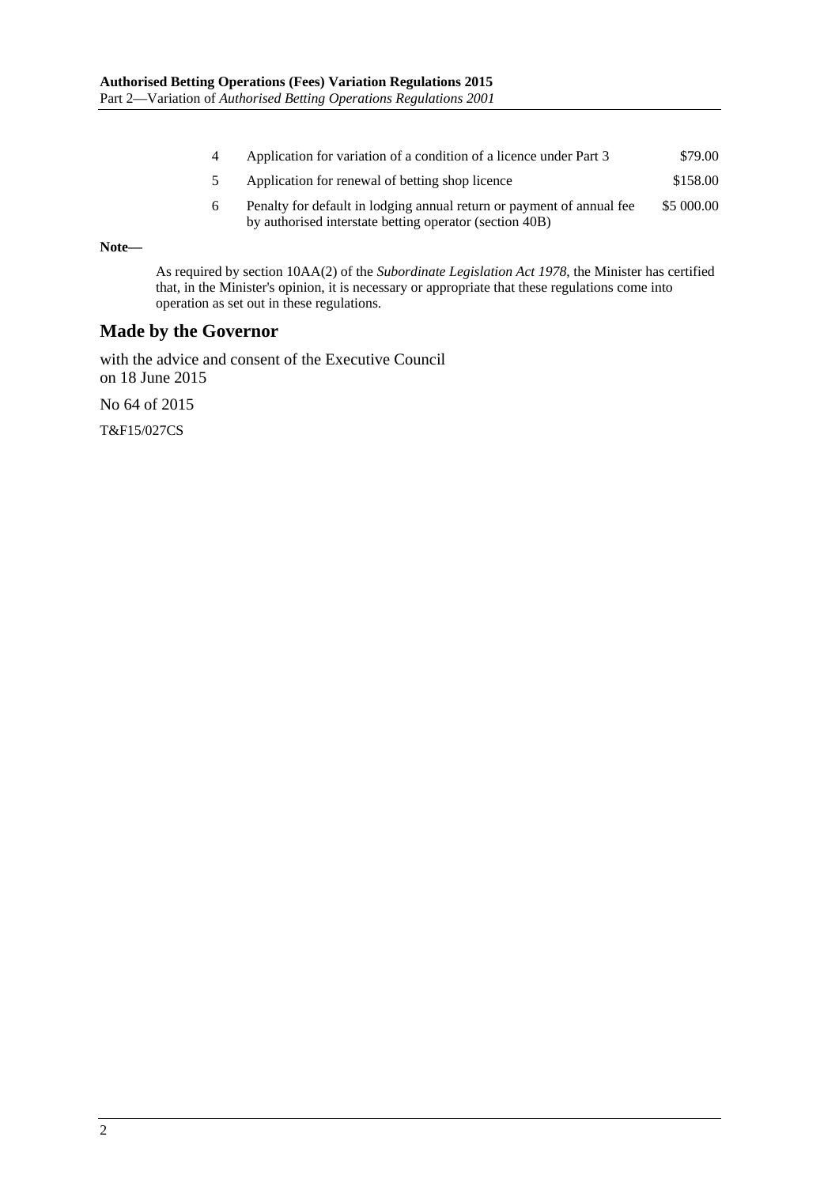| | | |
|---|---|---|
| 4 | Application for variation of a condition of a licence under Part 3 | $79.00 |
| 5 | Application for renewal of betting shop licence | $158.00 |
| 6 | Penalty for default in lodging annual return or payment of annual fee by authorised interstate betting operator (section 40B) | $5 000.00 |

**Note—**

As required by section 10AA(2) of the *Subordinate Legislation Act 1978*, the Minister has certified that, in the Minister's opinion, it is necessary or appropriate that these regulations come into operation as set out in these regulations.

## Made by the Governor

with the advice and consent of the Executive Council on 18 June 2015

No 64 of 2015

T&F15/027CS